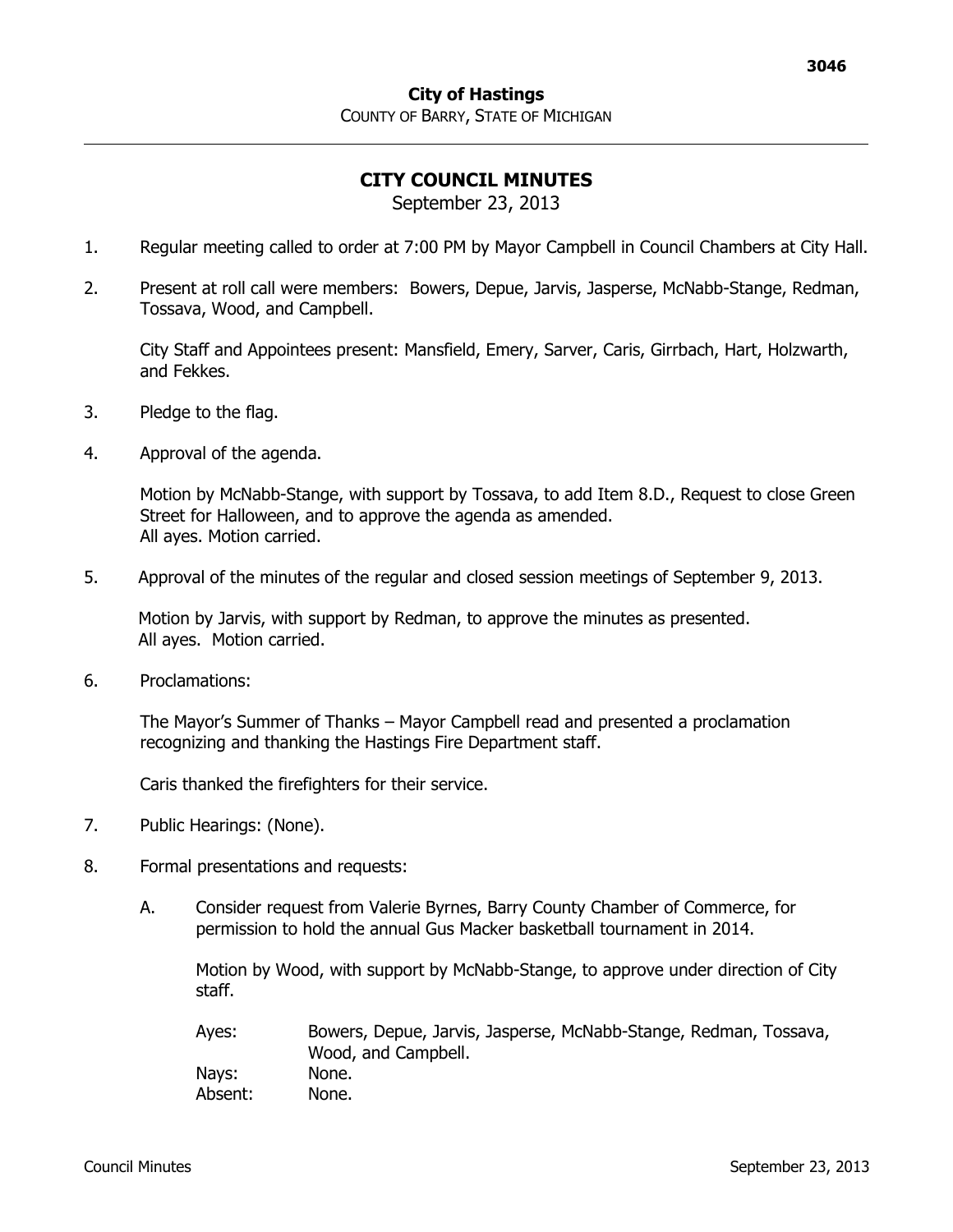**City of Hastings**
COUNTY OF BARRY, STATE OF MICHIGAN

# CITY COUNCIL MINUTES

September 23, 2013

1. Regular meeting called to order at 7:00 PM by Mayor Campbell in Council Chambers at City Hall.

2. Present at roll call were members: Bowers, Depue, Jarvis, Jasperse, McNabb-Stange, Redman, Tossava, Wood, and Campbell.

   City Staff and Appointees present: Mansfield, Emery, Sarver, Caris, Girrbach, Hart, Holzwarth, and Fekkes.

3. Pledge to the flag.

4. Approval of the agenda.

   Motion by McNabb-Stange, with support by Tossava, to add Item 8.D., Request to close Green Street for Halloween, and to approve the agenda as amended.
   All ayes. Motion carried.

5. Approval of the minutes of the regular and closed session meetings of September 9, 2013.

   Motion by Jarvis, with support by Redman, to approve the minutes as presented.
   All ayes. Motion carried.

6. Proclamations:

   The Mayor's Summer of Thanks – Mayor Campbell read and presented a proclamation recognizing and thanking the Hastings Fire Department staff.

   Caris thanked the firefighters for their service.

7. Public Hearings: (None).

8. Formal presentations and requests:

   A. Consider request from Valerie Byrnes, Barry County Chamber of Commerce, for permission to hold the annual Gus Macker basketball tournament in 2014.

      Motion by Wood, with support by McNabb-Stange, to approve under direction of City staff.

      | | |
      |---|---|
      | Ayes: | Bowers, Depue, Jarvis, Jasperse, McNabb-Stange, Redman, Tossava, Wood, and Campbell. |
      | Nays: | None. |
      | Absent: | None. |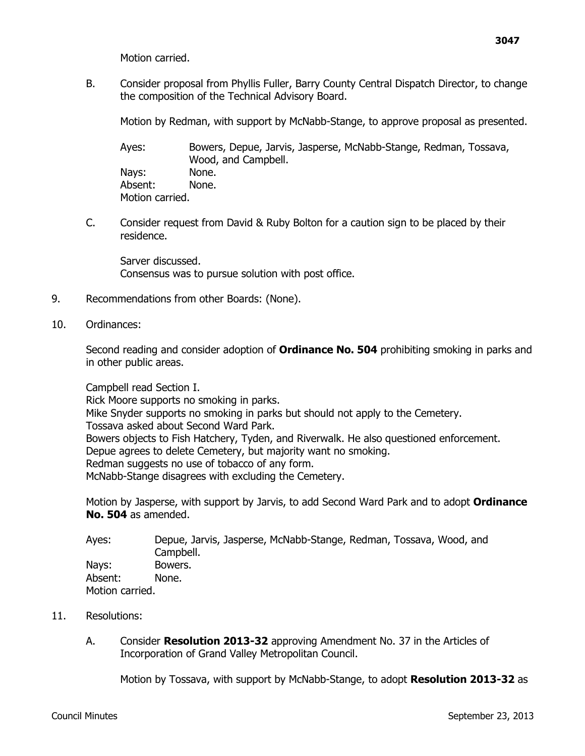Motion carried.

B. Consider proposal from Phyllis Fuller, Barry County Central Dispatch Director, to change the composition of the Technical Advisory Board.

   Motion by Redman, with support by McNabb-Stange, to approve proposal as presented.

   Ayes: Bowers, Depue, Jarvis, Jasperse, McNabb-Stange, Redman, Tossava, Wood, and Campbell.
   Nays: None.
   Absent: None.
   Motion carried.

C. Consider request from David & Ruby Bolton for a caution sign to be placed by their residence.

   Sarver discussed.
   Consensus was to pursue solution with post office.

9. Recommendations from other Boards: (None).

10. Ordinances:

    Second reading and consider adoption of **Ordinance No. 504** prohibiting smoking in parks and in other public areas.

    Campbell read Section I.
    Rick Moore supports no smoking in parks.
    Mike Snyder supports no smoking in parks but should not apply to the Cemetery.
    Tossava asked about Second Ward Park.
    Bowers objects to Fish Hatchery, Tyden, and Riverwalk. He also questioned enforcement.
    Depue agrees to delete Cemetery, but majority want no smoking.
    Redman suggests no use of tobacco of any form.
    McNabb-Stange disagrees with excluding the Cemetery.

    Motion by Jasperse, with support by Jarvis, to add Second Ward Park and to adopt **Ordinance No. 504** as amended.

    Ayes: Depue, Jarvis, Jasperse, McNabb-Stange, Redman, Tossava, Wood, and Campbell.
    Nays: Bowers.
    Absent: None.
    Motion carried.

11. Resolutions:

    A. Consider **Resolution 2013-32** approving Amendment No. 37 in the Articles of Incorporation of Grand Valley Metropolitan Council.

       Motion by Tossava, with support by McNabb-Stange, to adopt **Resolution 2013-32** as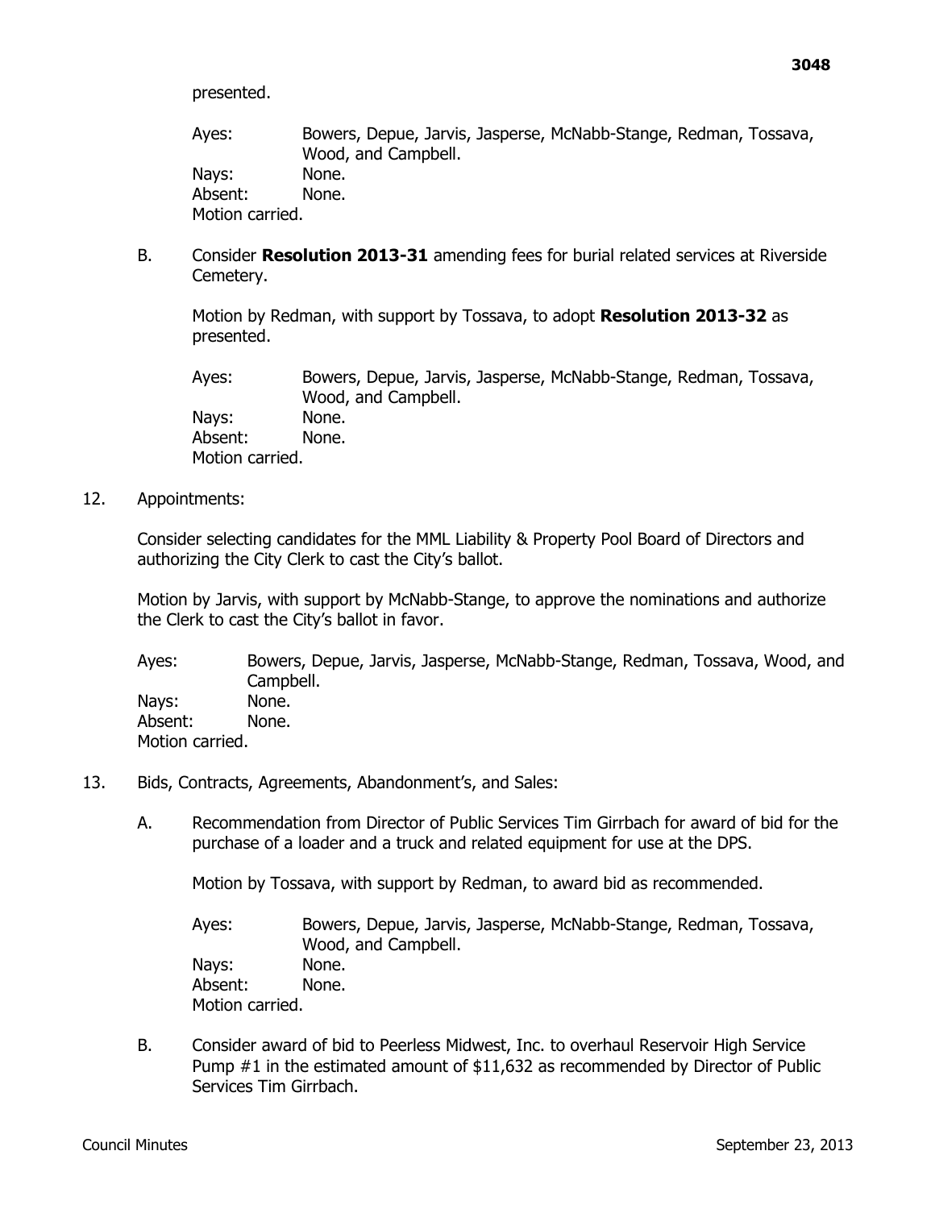presented.

Ayes: Bowers, Depue, Jarvis, Jasperse, McNabb-Stange, Redman, Tossava, Wood, and Campbell.
Nays: None.
Absent: None.
Motion carried.

B. Consider **Resolution 2013-31** amending fees for burial related services at Riverside Cemetery.

Motion by Redman, with support by Tossava, to adopt **Resolution 2013-32** as presented.

Ayes: Bowers, Depue, Jarvis, Jasperse, McNabb-Stange, Redman, Tossava, Wood, and Campbell.
Nays: None.
Absent: None.
Motion carried.

12. Appointments:

Consider selecting candidates for the MML Liability & Property Pool Board of Directors and authorizing the City Clerk to cast the City's ballot.

Motion by Jarvis, with support by McNabb-Stange, to approve the nominations and authorize the Clerk to cast the City's ballot in favor.

Ayes: Bowers, Depue, Jarvis, Jasperse, McNabb-Stange, Redman, Tossava, Wood, and Campbell.
Nays: None.
Absent: None.
Motion carried.

13. Bids, Contracts, Agreements, Abandonment's, and Sales:

A. Recommendation from Director of Public Services Tim Girrbach for award of bid for the purchase of a loader and a truck and related equipment for use at the DPS.

Motion by Tossava, with support by Redman, to award bid as recommended.

Ayes: Bowers, Depue, Jarvis, Jasperse, McNabb-Stange, Redman, Tossava, Wood, and Campbell.
Nays: None.
Absent: None.
Motion carried.

B. Consider award of bid to Peerless Midwest, Inc. to overhaul Reservoir High Service Pump #1 in the estimated amount of $11,632 as recommended by Director of Public Services Tim Girrbach.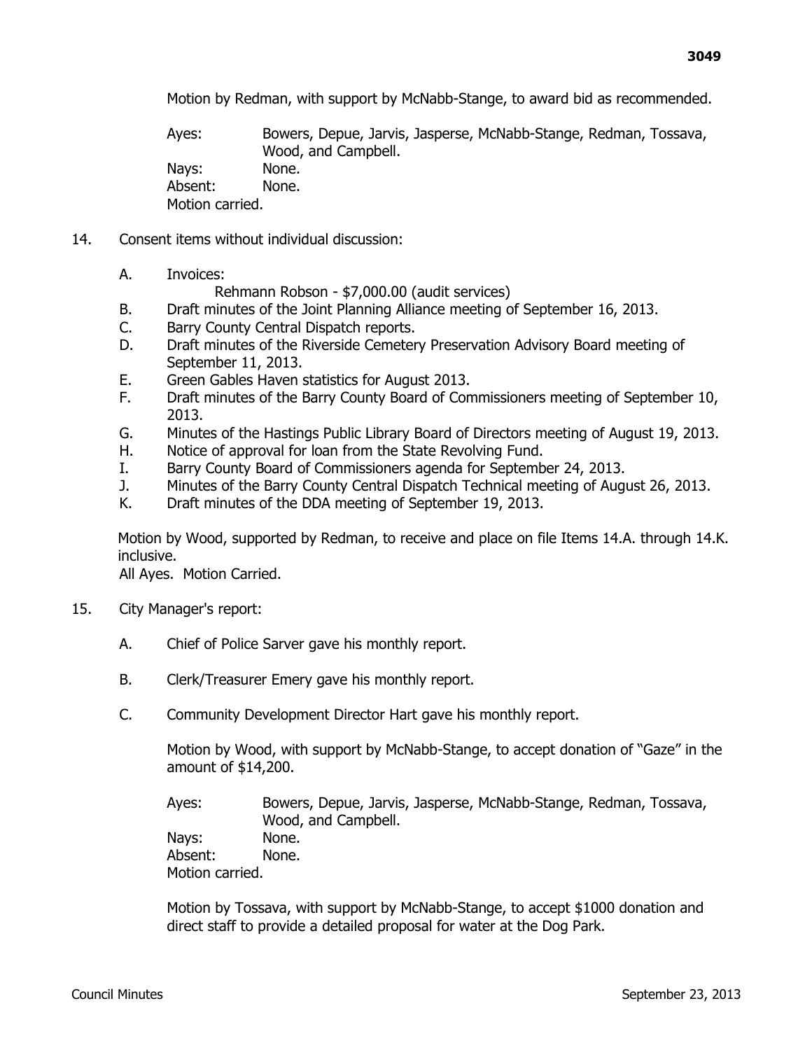Motion by Redman, with support by McNabb-Stange, to award bid as recommended.

Ayes: Bowers, Depue, Jarvis, Jasperse, McNabb-Stange, Redman, Tossava, Wood, and Campbell.
Nays: None.
Absent: None.
Motion carried.

14. Consent items without individual discussion:

    A. Invoices:
       Rehmann Robson - $7,000.00 (audit services)
    B. Draft minutes of the Joint Planning Alliance meeting of September 16, 2013.
    C. Barry County Central Dispatch reports.
    D. Draft minutes of the Riverside Cemetery Preservation Advisory Board meeting of September 11, 2013.
    E. Green Gables Haven statistics for August 2013.
    F. Draft minutes of the Barry County Board of Commissioners meeting of September 10, 2013.
    G. Minutes of the Hastings Public Library Board of Directors meeting of August 19, 2013.
    H. Notice of approval for loan from the State Revolving Fund.
    I. Barry County Board of Commissioners agenda for September 24, 2013.
    J. Minutes of the Barry County Central Dispatch Technical meeting of August 26, 2013.
    K. Draft minutes of the DDA meeting of September 19, 2013.

Motion by Wood, supported by Redman, to receive and place on file Items 14.A. through 14.K. inclusive.
All Ayes. Motion Carried.

15. City Manager's report:

    A. Chief of Police Sarver gave his monthly report.

    B. Clerk/Treasurer Emery gave his monthly report.

    C. Community Development Director Hart gave his monthly report.

       Motion by Wood, with support by McNabb-Stange, to accept donation of "Gaze" in the amount of $14,200.

       Ayes: Bowers, Depue, Jarvis, Jasperse, McNabb-Stange, Redman, Tossava, Wood, and Campbell.
       Nays: None.
       Absent: None.
       Motion carried.

       Motion by Tossava, with support by McNabb-Stange, to accept $1000 donation and direct staff to provide a detailed proposal for water at the Dog Park.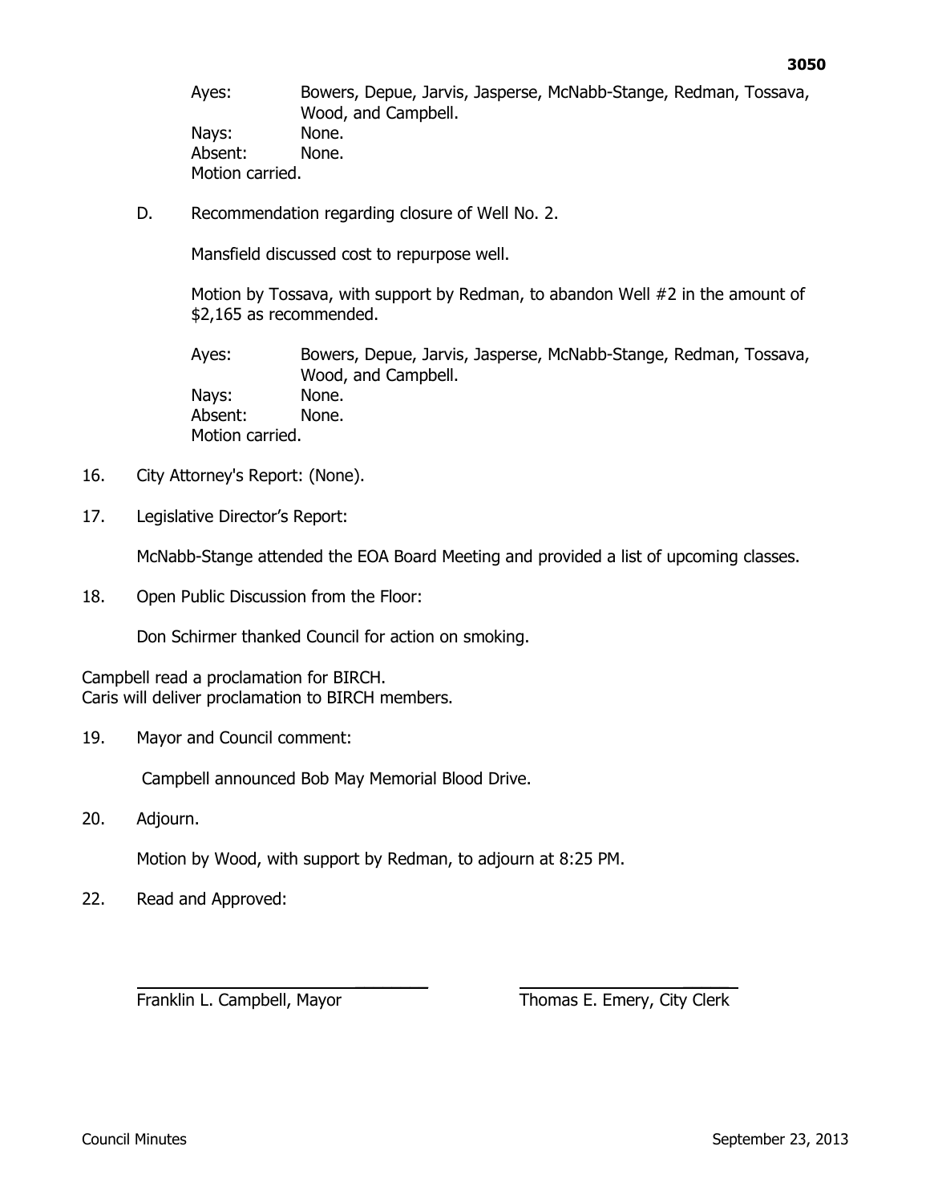Ayes: Bowers, Depue, Jarvis, Jasperse, McNabb-Stange, Redman, Tossava, Wood, and Campbell.
Nays: None.
Absent: None.
Motion carried.

D. Recommendation regarding closure of Well No. 2.

Mansfield discussed cost to repurpose well.

Motion by Tossava, with support by Redman, to abandon Well #2 in the amount of $2,165 as recommended.

Ayes: Bowers, Depue, Jarvis, Jasperse, McNabb-Stange, Redman, Tossava, Wood, and Campbell.
Nays: None.
Absent: None.
Motion carried.

16. City Attorney's Report: (None).

17. Legislative Director's Report:

McNabb-Stange attended the EOA Board Meeting and provided a list of upcoming classes.

18. Open Public Discussion from the Floor:

Don Schirmer thanked Council for action on smoking.

Campbell read a proclamation for BIRCH.
Caris will deliver proclamation to BIRCH members.

19. Mayor and Council comment:

Campbell announced Bob May Memorial Blood Drive.

20. Adjourn.

Motion by Wood, with support by Redman, to adjourn at 8:25 PM.

22. Read and Approved:

Franklin L. Campbell, Mayor

Thomas E. Emery, City Clerk